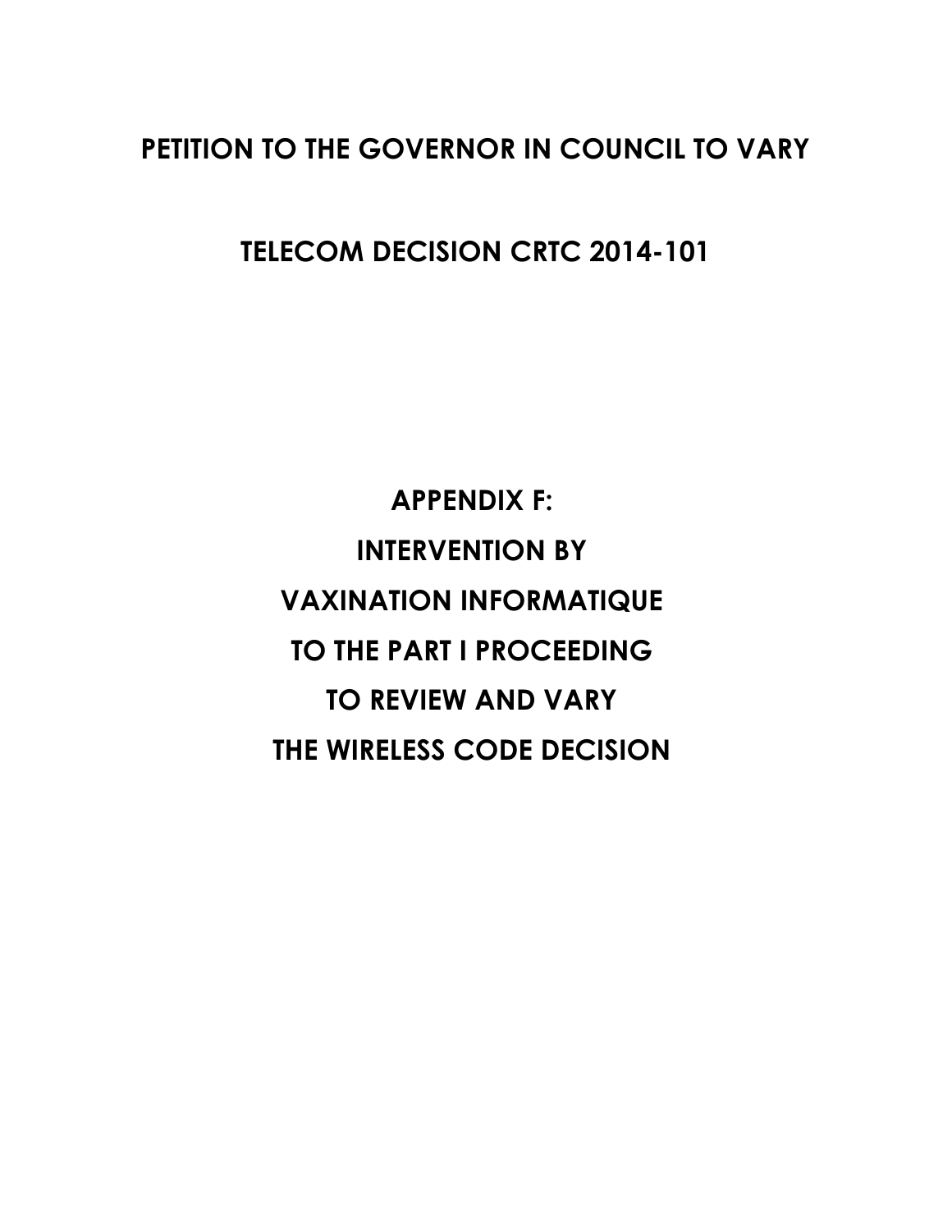# PETITION TO THE GOVERNOR IN COUNCIL TO VARY

# TELECOM DECISION CRTC 2014-101

## APPENDIX F:
## INTERVENTION BY
## VAXINATION INFORMATIQUE
## TO THE PART I PROCEEDING
## TO REVIEW AND VARY
## THE WIRELESS CODE DECISION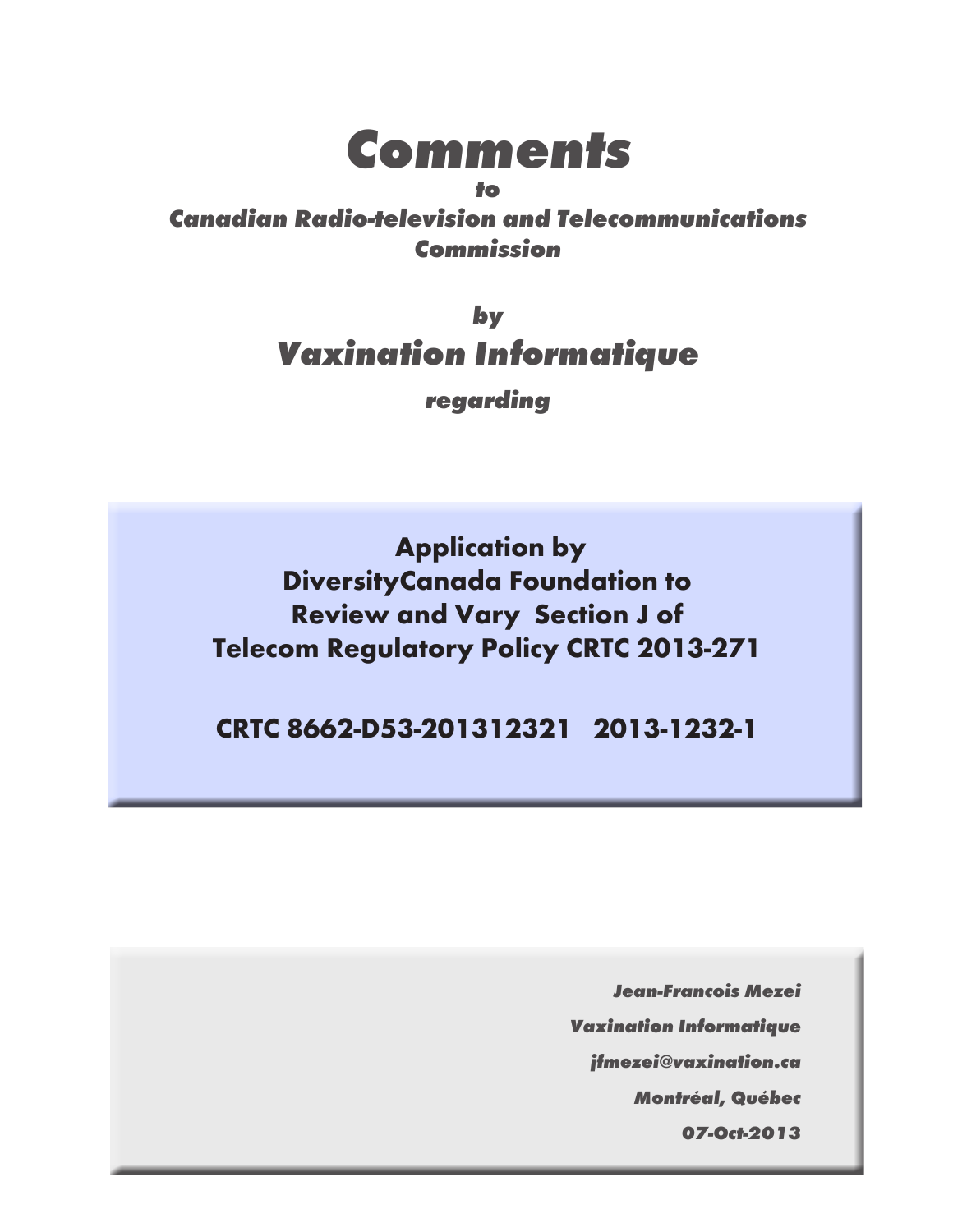# Comments

***to***

***Canadian Radio-television and Telecommunications Commission***

***by***

## *Vaxination Informatique*

***regarding***

**Application by DiversityCanada Foundation to Review and Vary Section J of Telecom Regulatory Policy CRTC 2013-271**

**CRTC 8662-D53-201312321 2013-1232-1**

***Jean-Francois Mezei***

***Vaxination Informatique***

***jfmezei@vaxination.ca***

***Montréal, Québec***

***07-Oct-2013***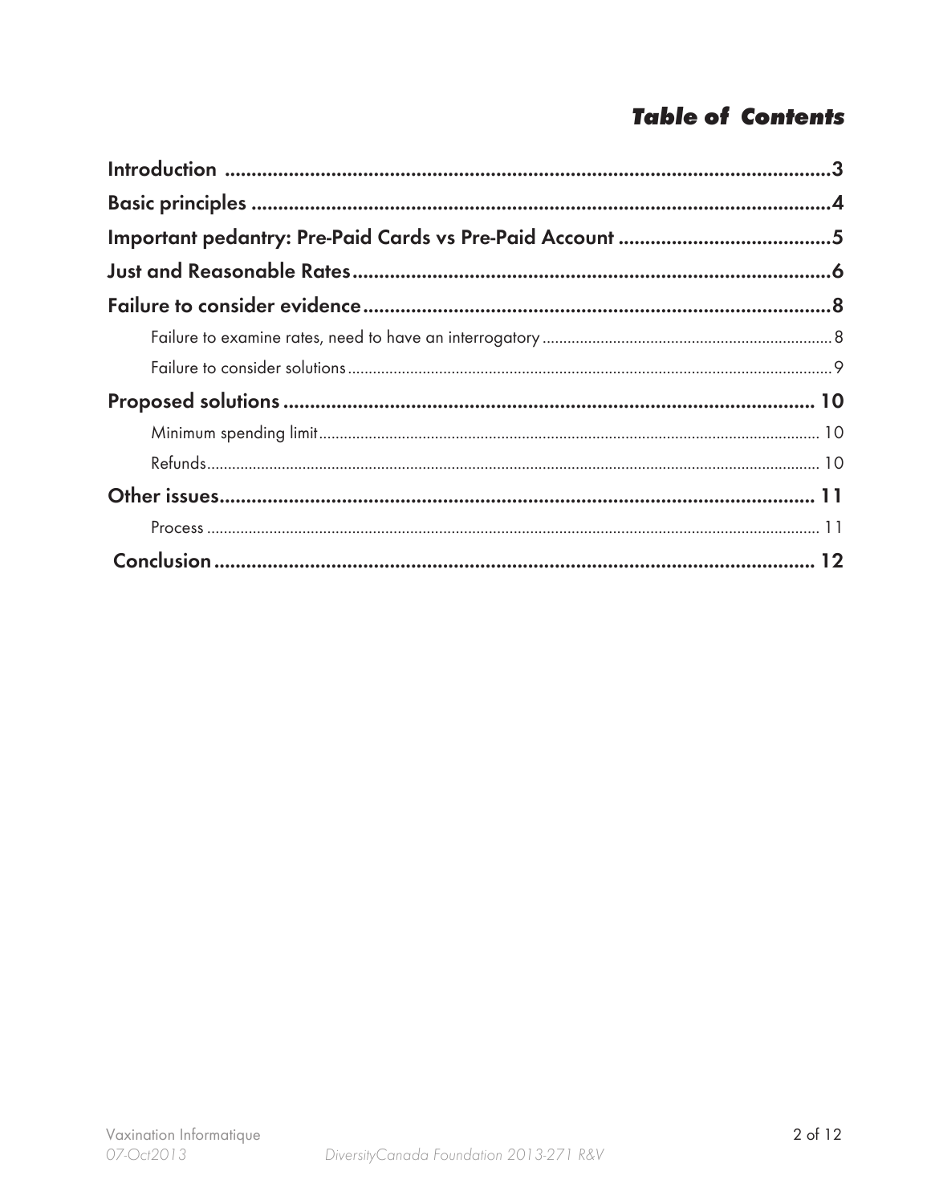# Table of Contents

Introduction ........................................................................................................3

Basic principles ...................................................................................................4

Important pedantry: Pre-Paid Cards vs Pre-Paid Account ...........................................5

Just and Reasonable Rates .....................................................................................6

Failure to consider evidence ...................................................................................8

- Failure to examine rates, need to have an interrogatory ..........................................8
- Failure to consider solutions ...........................................................................9

Proposed solutions ..............................................................................................10

- Minimum spending limit .................................................................................10
- Refunds ........................................................................................................10

Other issues .......................................................................................................11

- Process .........................................................................................................11

Conclusion .........................................................................................................12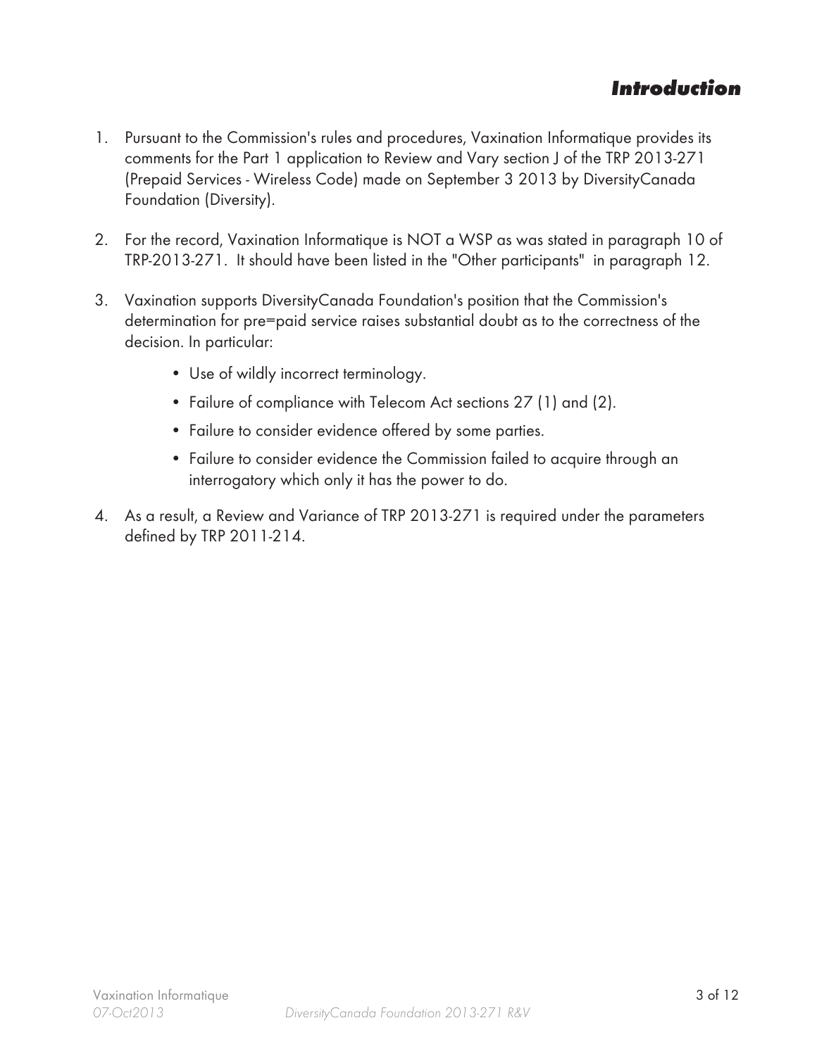## Introduction

1. Pursuant to the Commission's rules and procedures, Vaxination Informatique provides its comments for the Part 1 application to Review and Vary section J of the TRP 2013-271 (Prepaid Services - Wireless Code) made on September 3 2013 by DiversityCanada Foundation (Diversity).

2. For the record, Vaxination Informatique is NOT a WSP as was stated in paragraph 10 of TRP-2013-271. It should have been listed in the "Other participants" in paragraph 12.

3. Vaxination supports DiversityCanada Foundation's position that the Commission's determination for pre=paid service raises substantial doubt as to the correctness of the decision. In particular:

   - Use of wildly incorrect terminology.
   - Failure of compliance with Telecom Act sections 27 (1) and (2).
   - Failure to consider evidence offered by some parties.
   - Failure to consider evidence the Commission failed to acquire through an interrogatory which only it has the power to do.

4. As a result, a Review and Variance of TRP 2013-271 is required under the parameters defined by TRP 2011-214.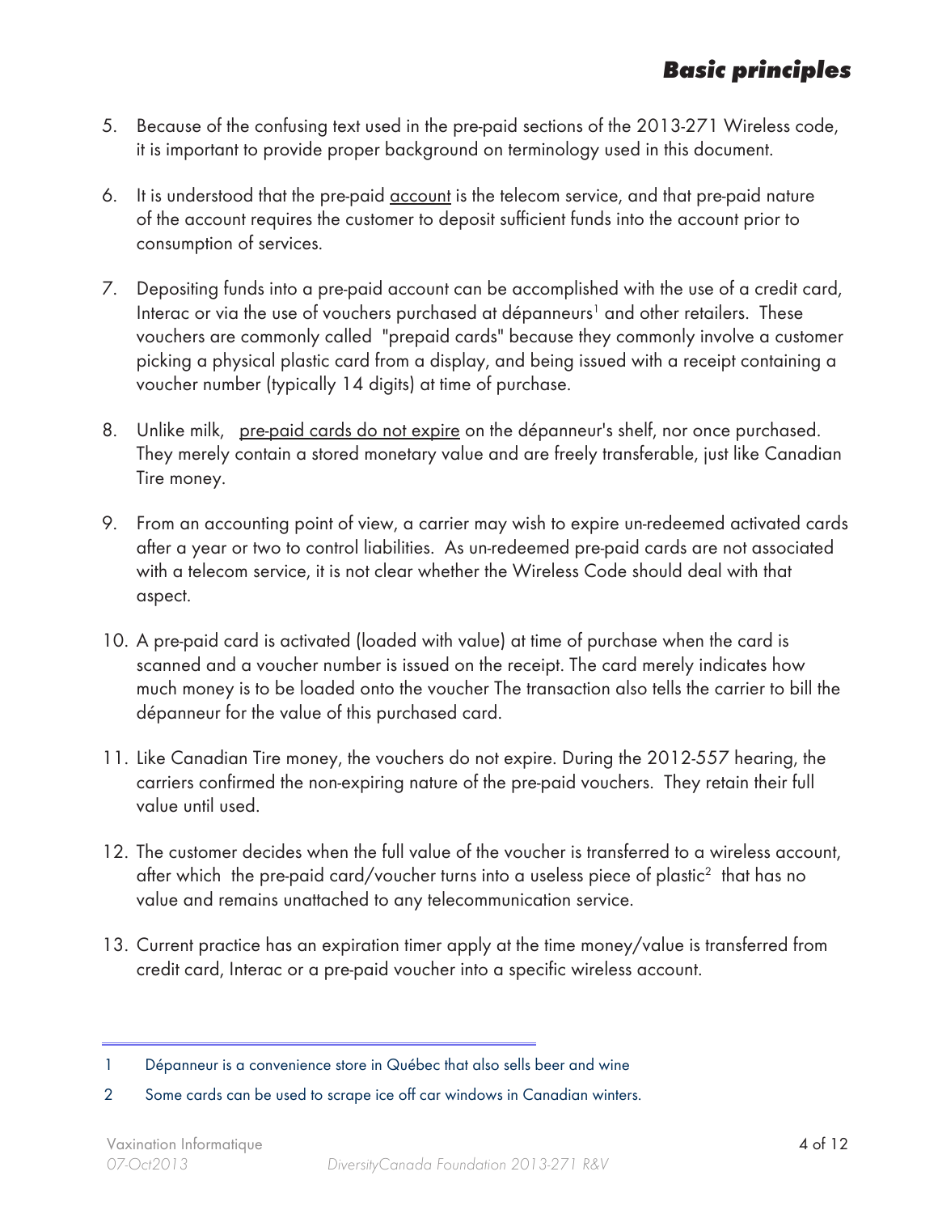## Basic principles

5. Because of the confusing text used in the pre-paid sections of the 2013-271 Wireless code, it is important to provide proper background on terminology used in this document.

6. It is understood that the pre-paid <u>account</u> is the telecom service, and that pre-paid nature of the account requires the customer to deposit sufficient funds into the account prior to consumption of services.

7. Depositing funds into a pre-paid account can be accomplished with the use of a credit card, Interac or via the use of vouchers purchased at dépanneurs[1] and other retailers. These vouchers are commonly called "prepaid cards" because they commonly involve a customer picking a physical plastic card from a display, and being issued with a receipt containing a voucher number (typically 14 digits) at time of purchase.

8. Unlike milk, <u>pre-paid cards do not expire</u> on the dépanneur's shelf, nor once purchased. They merely contain a stored monetary value and are freely transferable, just like Canadian Tire money.

9. From an accounting point of view, a carrier may wish to expire un-redeemed activated cards after a year or two to control liabilities. As un-redeemed pre-paid cards are not associated with a telecom service, it is not clear whether the Wireless Code should deal with that aspect.

10. A pre-paid card is activated (loaded with value) at time of purchase when the card is scanned and a voucher number is issued on the receipt. The card merely indicates how much money is to be loaded onto the voucher The transaction also tells the carrier to bill the dépanneur for the value of this purchased card.

11. Like Canadian Tire money, the vouchers do not expire. During the 2012-557 hearing, the carriers confirmed the non-expiring nature of the pre-paid vouchers. They retain their full value until used.

12. The customer decides when the full value of the voucher is transferred to a wireless account, after which the pre-paid card/voucher turns into a useless piece of plastic[2] that has no value and remains unattached to any telecommunication service.

13. Current practice has an expiration timer apply at the time money/value is transferred from credit card, Interac or a pre-paid voucher into a specific wireless account.

---

1 Dépanneur is a convenience store in Québec that also sells beer and wine

2 Some cards can be used to scrape ice off car windows in Canadian winters.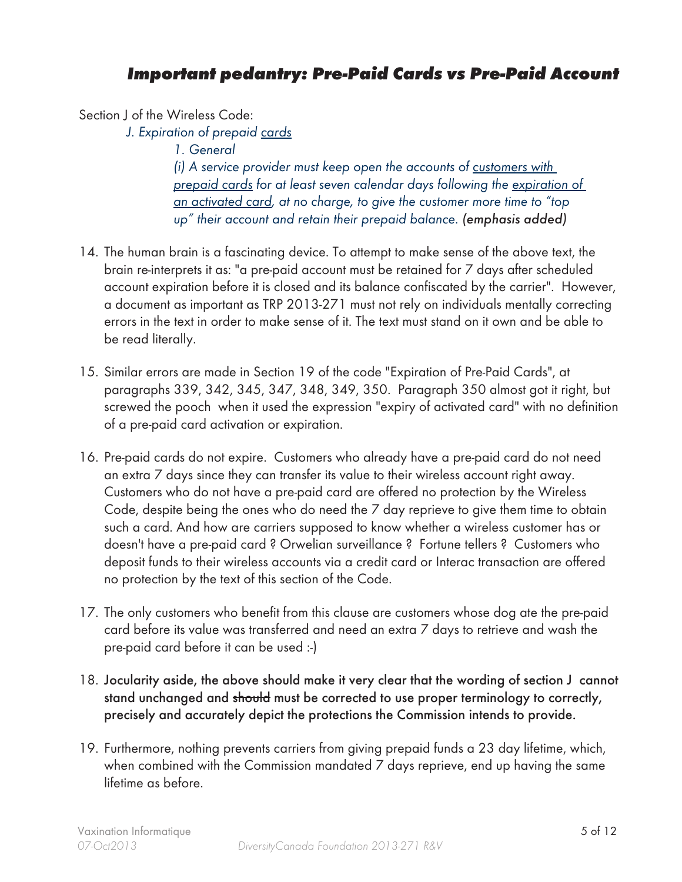## ***Important pedantry: Pre-Paid Cards vs Pre-Paid Account***

Section J of the Wireless Code:

> *J. Expiration of prepaid <u>cards</u>*
>
> *1. General*
>
> *(i) A service provider must keep open the accounts of <u>customers with prepaid cards</u> for at least seven calendar days following the <u>expiration of an activated card</u>, at no charge, to give the customer more time to "top up" their account and retain their prepaid balance.* ***(emphasis added)***

14. The human brain is a fascinating device. To attempt to make sense of the above text, the brain re-interprets it as: "a pre-paid account must be retained for 7 days after scheduled account expiration before it is closed and its balance confiscated by the carrier". However, a document as important as TRP 2013-271 must not rely on individuals mentally correcting errors in the text in order to make sense of it. The text must stand on it own and be able to be read literally.

15. Similar errors are made in Section 19 of the code "Expiration of Pre-Paid Cards", at paragraphs 339, 342, 345, 347, 348, 349, 350. Paragraph 350 almost got it right, but screwed the pooch when it used the expression "expiry of activated card" with no definition of a pre-paid card activation or expiration.

16. Pre-paid cards do not expire. Customers who already have a pre-paid card do not need an extra 7 days since they can transfer its value to their wireless account right away. Customers who do not have a pre-paid card are offered no protection by the Wireless Code, despite being the ones who do need the 7 day reprieve to give them time to obtain such a card. And how are carriers supposed to know whether a wireless customer has or doesn't have a pre-paid card ? Orwelian surveillance ? Fortune tellers ? Customers who deposit funds to their wireless accounts via a credit card or Interac transaction are offered no protection by the text of this section of the Code.

17. The only customers who benefit from this clause are customers whose dog ate the pre-paid card before its value was transferred and need an extra 7 days to retrieve and wash the pre-paid card before it can be used :-)

18. **Jocularity aside, the above should make it very clear that the wording of section J cannot stand unchanged and ~~should~~ must be corrected to use proper terminology to correctly, precisely and accurately depict the protections the Commission intends to provide.**

19. Furthermore, nothing prevents carriers from giving prepaid funds a 23 day lifetime, which, when combined with the Commission mandated 7 days reprieve, end up having the same lifetime as before.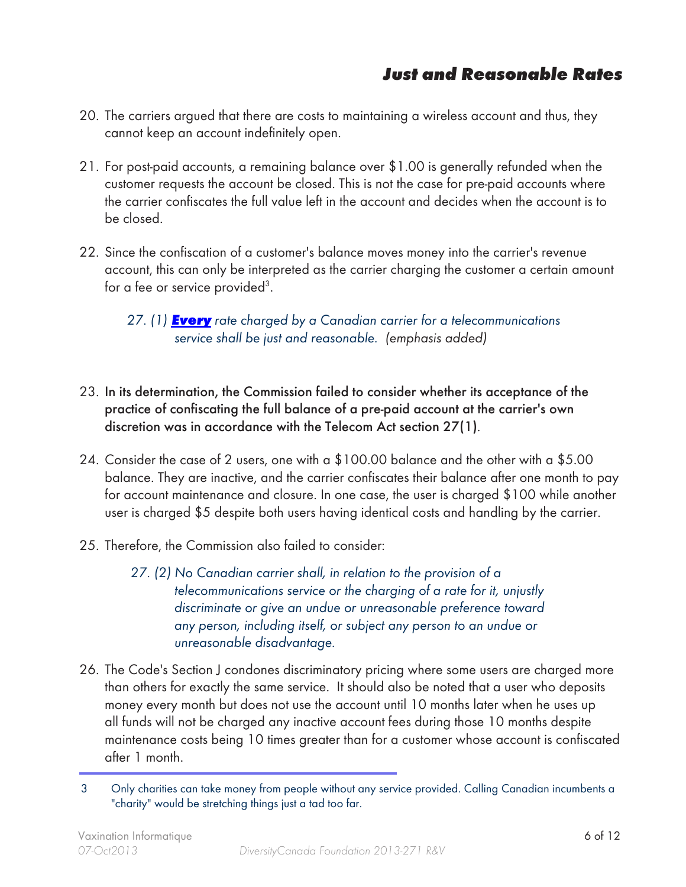## *Just and Reasonable Rates*

20. The carriers argued that there are costs to maintaining a wireless account and thus, they cannot keep an account indefinitely open.

21. For post-paid accounts, a remaining balance over $1.00 is generally refunded when the customer requests the account be closed. This is not the case for pre-paid accounts where the carrier confiscates the full value left in the account and decides when the account is to be closed.

22. Since the confiscation of a customer's balance moves money into the carrier's revenue account, this can only be interpreted as the carrier charging the customer a certain amount for a fee or service provided[3].

    *27. (1)* ***Every*** *rate charged by a Canadian carrier for a telecommunications service shall be just and reasonable. (emphasis added)*

23. **In its determination, the Commission failed to consider whether its acceptance of the practice of confiscating the full balance of a pre-paid account at the carrier's own discretion was in accordance with the Telecom Act section 27(1)**.

24. Consider the case of 2 users, one with a $100.00 balance and the other with a $5.00 balance. They are inactive, and the carrier confiscates their balance after one month to pay for account maintenance and closure. In one case, the user is charged $100 while another user is charged $5 despite both users having identical costs and handling by the carrier.

25. Therefore, the Commission also failed to consider:

    *27. (2) No Canadian carrier shall, in relation to the provision of a telecommunications service or the charging of a rate for it, unjustly discriminate or give an undue or unreasonable preference toward any person, including itself, or subject any person to an undue or unreasonable disadvantage.*

26. The Code's Section J condones discriminatory pricing where some users are charged more than others for exactly the same service. It should also be noted that a user who deposits money every month but does not use the account until 10 months later when he uses up all funds will not be charged any inactive account fees during those 10 months despite maintenance costs being 10 times greater than for a customer whose account is confiscated after 1 month.

---

[3] Only charities can take money from people without any service provided. Calling Canadian incumbents a "charity" would be stretching things just a tad too far.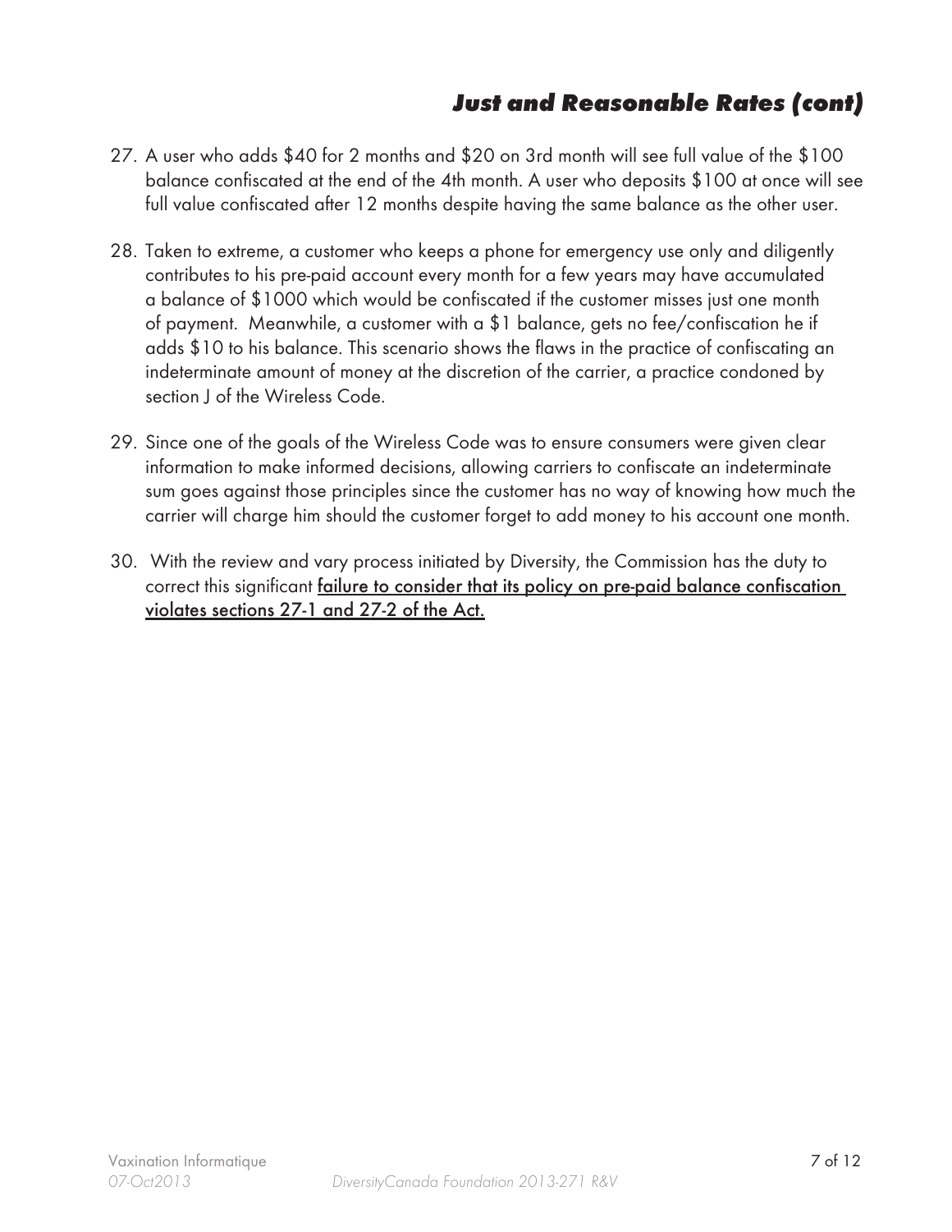## *Just and Reasonable Rates (cont)*

27. A user who adds $40 for 2 months and $20 on 3rd month will see full value of the $100 balance confiscated at the end of the 4th month. A user who deposits $100 at once will see full value confiscated after 12 months despite having the same balance as the other user.

28. Taken to extreme, a customer who keeps a phone for emergency use only and diligently contributes to his pre-paid account every month for a few years may have accumulated a balance of $1000 which would be confiscated if the customer misses just one month of payment. Meanwhile, a customer with a $1 balance, gets no fee/confiscation he if adds $10 to his balance. This scenario shows the flaws in the practice of confiscating an indeterminate amount of money at the discretion of the carrier, a practice condoned by section J of the Wireless Code.

29. Since one of the goals of the Wireless Code was to ensure consumers were given clear information to make informed decisions, allowing carriers to confiscate an indeterminate sum goes against those principles since the customer has no way of knowing how much the carrier will charge him should the customer forget to add money to his account one month.

30. With the review and vary process initiated by Diversity, the Commission has the duty to correct this significant <u>failure to consider that its policy on pre-paid balance confiscation violates sections 27-1 and 27-2 of the Act.</u>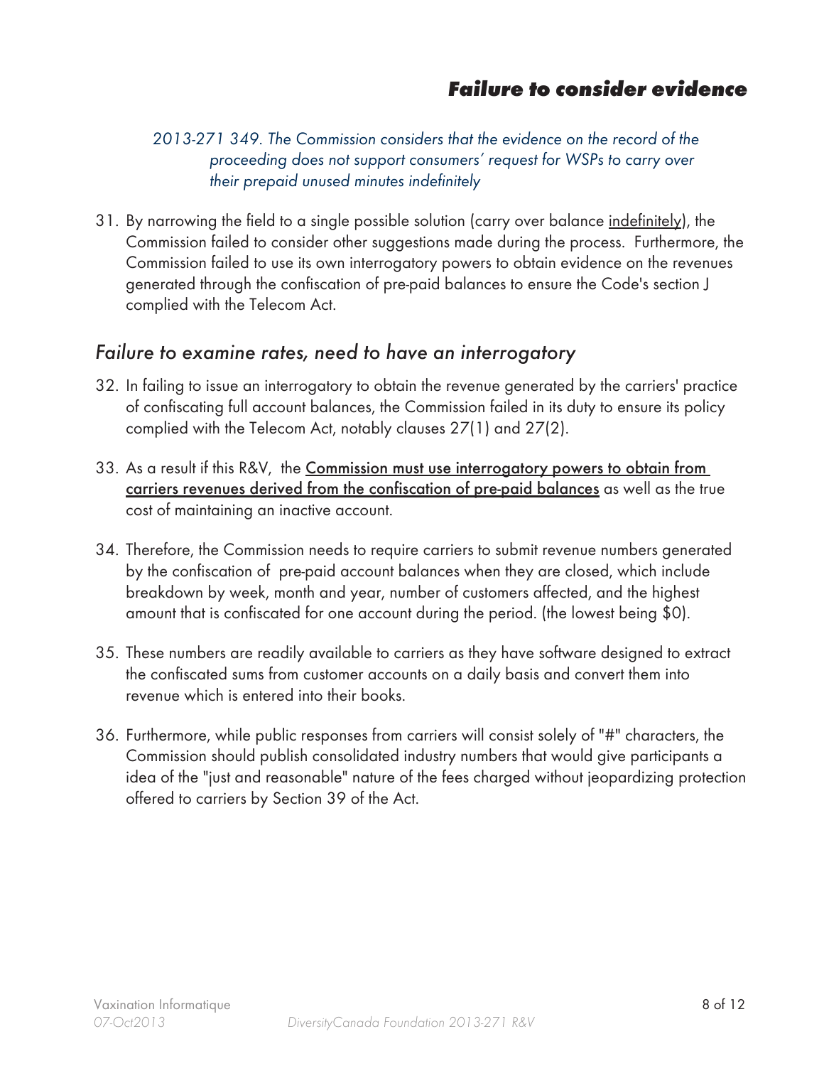## ***Failure to consider evidence***

*2013-271 349. The Commission considers that the evidence on the record of the proceeding does not support consumers' request for WSPs to carry over their prepaid unused minutes indefinitely*

31. By narrowing the field to a single possible solution (carry over balance indefinitely), the Commission failed to consider other suggestions made during the process. Furthermore, the Commission failed to use its own interrogatory powers to obtain evidence on the revenues generated through the confiscation of pre-paid balances to ensure the Code's section J complied with the Telecom Act.

### *Failure to examine rates, need to have an interrogatory*

32. In failing to issue an interrogatory to obtain the revenue generated by the carriers' practice of confiscating full account balances, the Commission failed in its duty to ensure its policy complied with the Telecom Act, notably clauses 27(1) and 27(2).
33. As a result if this R&V, the Commission must use interrogatory powers to obtain from carriers revenues derived from the confiscation of pre-paid balances as well as the true cost of maintaining an inactive account.
34. Therefore, the Commission needs to require carriers to submit revenue numbers generated by the confiscation of pre-paid account balances when they are closed, which include breakdown by week, month and year, number of customers affected, and the highest amount that is confiscated for one account during the period. (the lowest being $0).
35. These numbers are readily available to carriers as they have software designed to extract the confiscated sums from customer accounts on a daily basis and convert them into revenue which is entered into their books.
36. Furthermore, while public responses from carriers will consist solely of "#" characters, the Commission should publish consolidated industry numbers that would give participants a idea of the "just and reasonable" nature of the fees charged without jeopardizing protection offered to carriers by Section 39 of the Act.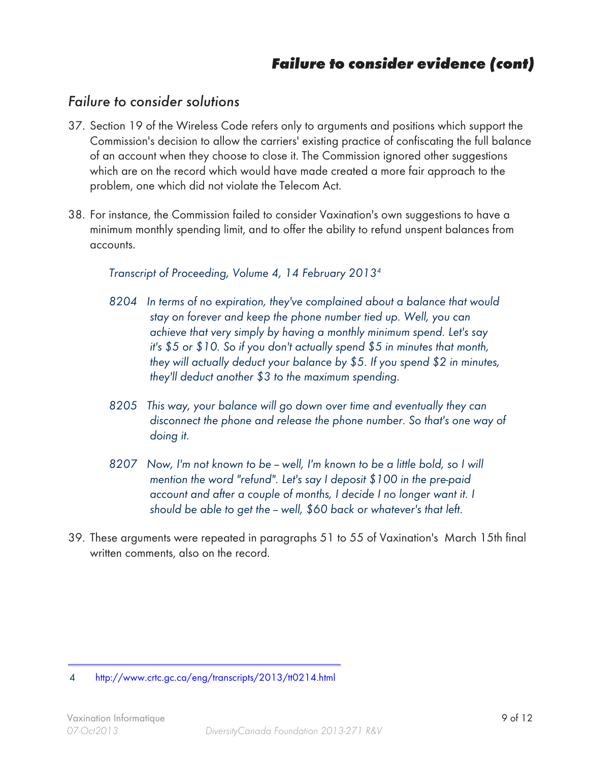## Failure to consider evidence (cont)

### *Failure to consider solutions*

37. Section 19 of the Wireless Code refers only to arguments and positions which support the Commission's decision to allow the carriers' existing practice of confiscating the full balance of an account when they choose to close it. The Commission ignored other suggestions which are on the record which would have made created a more fair approach to the problem, one which did not violate the Telecom Act.

38. For instance, the Commission failed to consider Vaxination's own suggestions to have a minimum monthly spending limit, and to offer the ability to refund unspent balances from accounts.

    *Transcript of Proceeding, Volume 4, 14 February 2013*[4]

    *8204 In terms of no expiration, they've complained about a balance that would stay on forever and keep the phone number tied up. Well, you can achieve that very simply by having a monthly minimum spend. Let's say it's $5 or $10. So if you don't actually spend $5 in minutes that month, they will actually deduct your balance by $5. If you spend $2 in minutes, they'll deduct another $3 to the maximum spending.*

    *8205 This way, your balance will go down over time and eventually they can disconnect the phone and release the phone number. So that's one way of doing it.*

    *8207 Now, I'm not known to be – well, I'm known to be a little bold, so I will mention the word "refund". Let's say I deposit $100 in the pre-paid account and after a couple of months, I decide I no longer want it. I should be able to get the – well, $60 back or whatever's that left.*

39. These arguments were repeated in paragraphs 51 to 55 of Vaxination's March 15th final written comments, also on the record.

---

4 http://www.crtc.gc.ca/eng/transcripts/2013/tt0214.html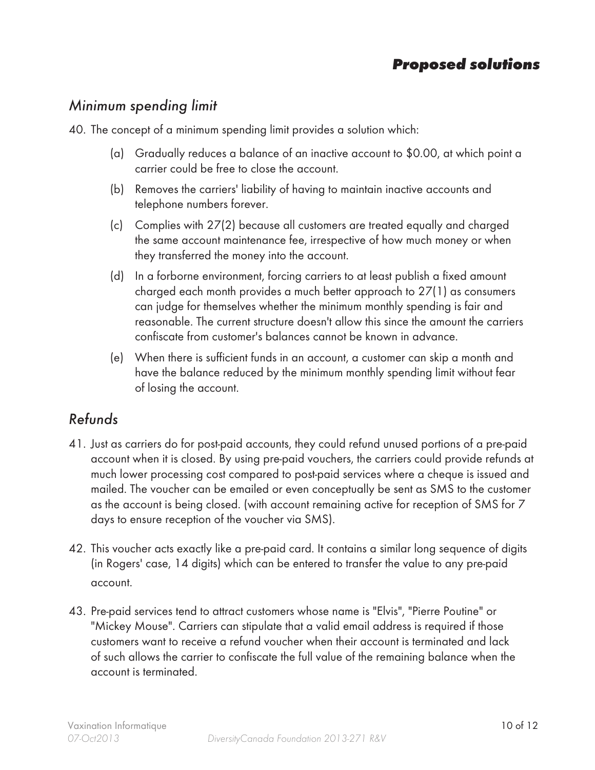## Proposed solutions

### *Minimum spending limit*

40. The concept of a minimum spending limit provides a solution which:

   (a) Gradually reduces a balance of an inactive account to $0.00, at which point a carrier could be free to close the account.

   (b) Removes the carriers' liability of having to maintain inactive accounts and telephone numbers forever.

   (c) Complies with 27(2) because all customers are treated equally and charged the same account maintenance fee, irrespective of how much money or when they transferred the money into the account.

   (d) In a forborne environment, forcing carriers to at least publish a fixed amount charged each month provides a much better approach to 27(1) as consumers can judge for themselves whether the minimum monthly spending is fair and reasonable. The current structure doesn't allow this since the amount the carriers confiscate from customer's balances cannot be known in advance.

   (e) When there is sufficient funds in an account, a customer can skip a month and have the balance reduced by the minimum monthly spending limit without fear of losing the account.

### *Refunds*

41. Just as carriers do for post-paid accounts, they could refund unused portions of a pre-paid account when it is closed. By using pre-paid vouchers, the carriers could provide refunds at much lower processing cost compared to post-paid services where a cheque is issued and mailed. The voucher can be emailed or even conceptually be sent as SMS to the customer as the account is being closed. (with account remaining active for reception of SMS for 7 days to ensure reception of the voucher via SMS).

42. This voucher acts exactly like a pre-paid card. It contains a similar long sequence of digits (in Rogers' case, 14 digits) which can be entered to transfer the value to any pre-paid account.

43. Pre-paid services tend to attract customers whose name is "Elvis", "Pierre Poutine" or "Mickey Mouse". Carriers can stipulate that a valid email address is required if those customers want to receive a refund voucher when their account is terminated and lack of such allows the carrier to confiscate the full value of the remaining balance when the account is terminated.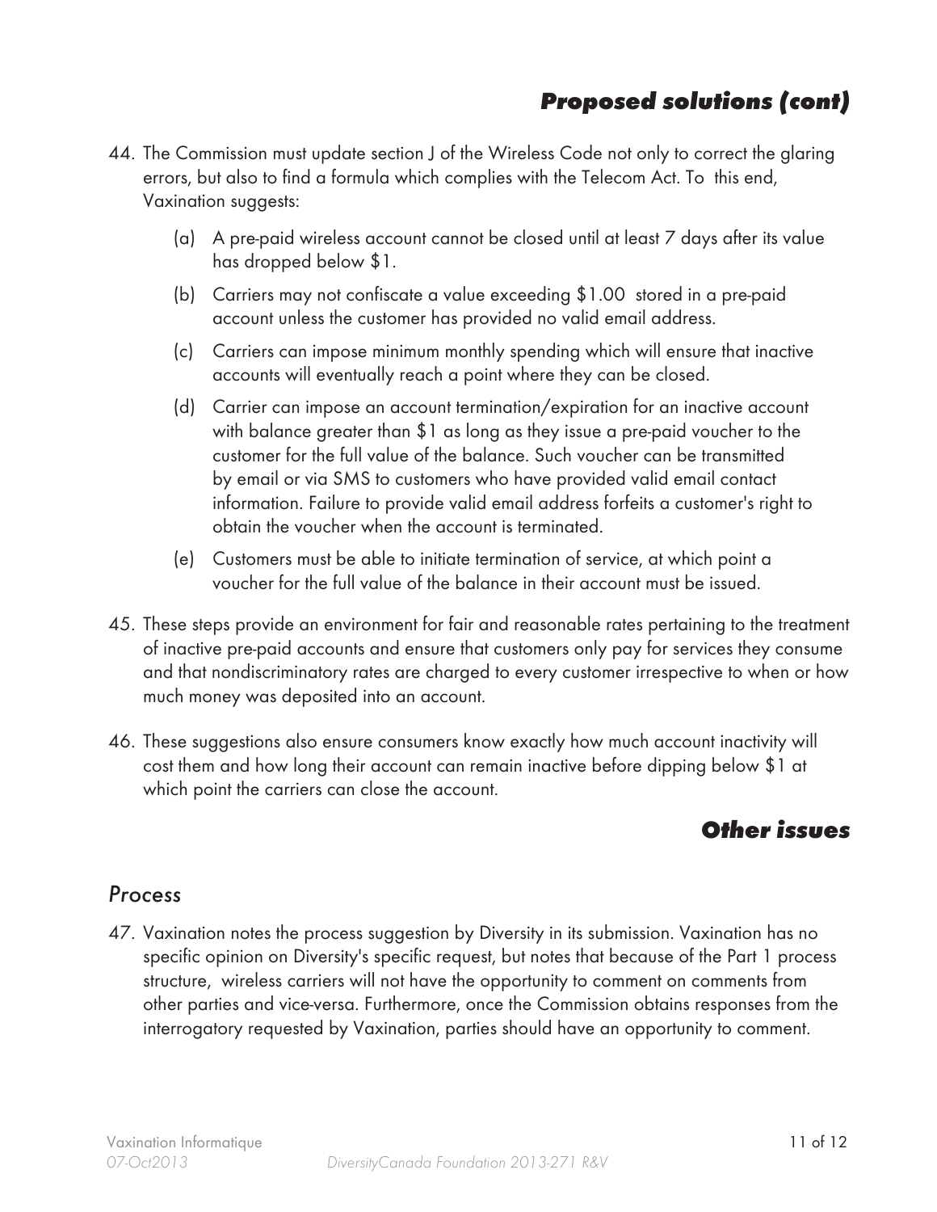## Proposed solutions (cont)

44. The Commission must update section J of the Wireless Code not only to correct the glaring errors, but also to find a formula which complies with the Telecom Act. To this end, Vaxination suggests:

    (a) A pre-paid wireless account cannot be closed until at least 7 days after its value has dropped below $1.

    (b) Carriers may not confiscate a value exceeding $1.00 stored in a pre-paid account unless the customer has provided no valid email address.

    (c) Carriers can impose minimum monthly spending which will ensure that inactive accounts will eventually reach a point where they can be closed.

    (d) Carrier can impose an account termination/expiration for an inactive account with balance greater than $1 as long as they issue a pre-paid voucher to the customer for the full value of the balance. Such voucher can be transmitted by email or via SMS to customers who have provided valid email contact information. Failure to provide valid email address forfeits a customer's right to obtain the voucher when the account is terminated.

    (e) Customers must be able to initiate termination of service, at which point a voucher for the full value of the balance in their account must be issued.

45. These steps provide an environment for fair and reasonable rates pertaining to the treatment of inactive pre-paid accounts and ensure that customers only pay for services they consume and that nondiscriminatory rates are charged to every customer irrespective to when or how much money was deposited into an account.

46. These suggestions also ensure consumers know exactly how much account inactivity will cost them and how long their account can remain inactive before dipping below $1 at which point the carriers can close the account.

## Other issues

### Process

47. Vaxination notes the process suggestion by Diversity in its submission. Vaxination has no specific opinion on Diversity's specific request, but notes that because of the Part 1 process structure, wireless carriers will not have the opportunity to comment on comments from other parties and vice-versa. Furthermore, once the Commission obtains responses from the interrogatory requested by Vaxination, parties should have an opportunity to comment.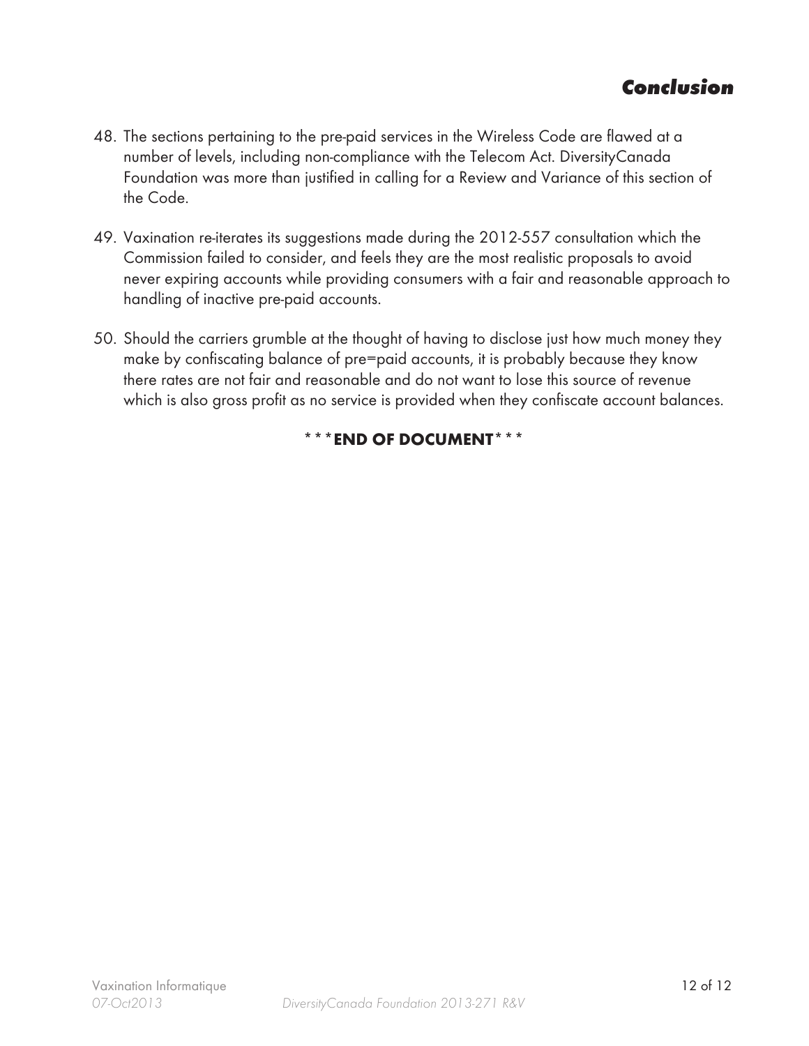## Conclusion

48. The sections pertaining to the pre-paid services in the Wireless Code are flawed at a number of levels, including non-compliance with the Telecom Act. DiversityCanada Foundation was more than justified in calling for a Review and Variance of this section of the Code.

49. Vaxination re-iterates its suggestions made during the 2012-557 consultation which the Commission failed to consider, and feels they are the most realistic proposals to avoid never expiring accounts while providing consumers with a fair and reasonable approach to handling of inactive pre-paid accounts.

50. Should the carriers grumble at the thought of having to disclose just how much money they make by confiscating balance of pre=paid accounts, it is probably because they know there rates are not fair and reasonable and do not want to lose this source of revenue which is also gross profit as no service is provided when they confiscate account balances.

*** **END OF DOCUMENT** ***